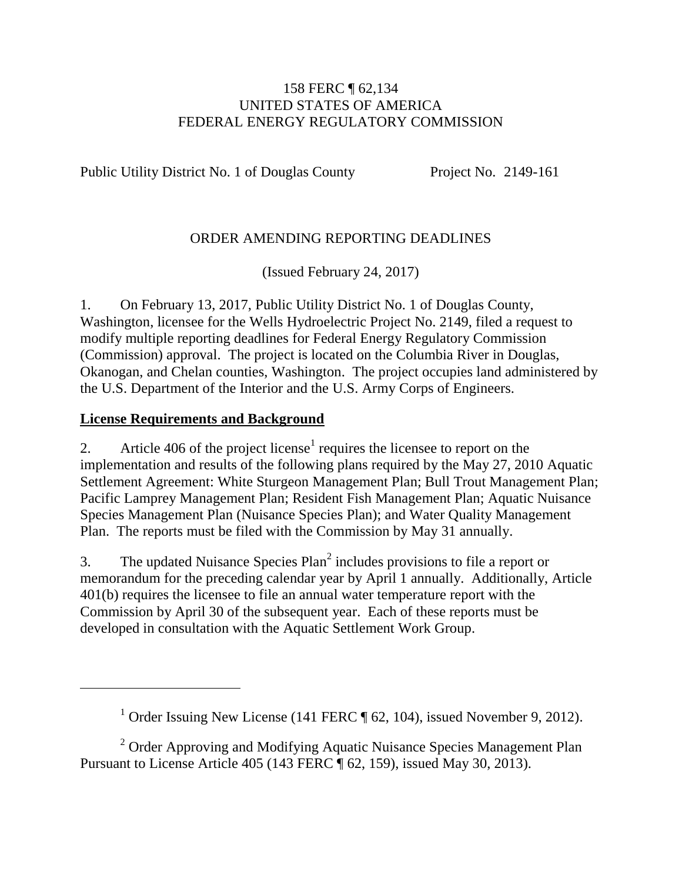158 FERC ¶ 62,134
UNITED STATES OF AMERICA
FEDERAL ENERGY REGULATORY COMMISSION

Public Utility District No. 1 of Douglas County Project No. 2149-161

ORDER AMENDING REPORTING DEADLINES

(Issued February 24, 2017)

1. On February 13, 2017, Public Utility District No. 1 of Douglas County, Washington, licensee for the Wells Hydroelectric Project No. 2149, filed a request to modify multiple reporting deadlines for Federal Energy Regulatory Commission (Commission) approval. The project is located on the Columbia River in Douglas, Okanogan, and Chelan counties, Washington. The project occupies land administered by the U.S. Department of the Interior and the U.S. Army Corps of Engineers.

**License Requirements and Background**

2. Article 406 of the project license[1] requires the licensee to report on the implementation and results of the following plans required by the May 27, 2010 Aquatic Settlement Agreement: White Sturgeon Management Plan; Bull Trout Management Plan; Pacific Lamprey Management Plan; Resident Fish Management Plan; Aquatic Nuisance Species Management Plan (Nuisance Species Plan); and Water Quality Management Plan. The reports must be filed with the Commission by May 31 annually.

3. The updated Nuisance Species Plan[2] includes provisions to file a report or memorandum for the preceding calendar year by April 1 annually. Additionally, Article 401(b) requires the licensee to file an annual water temperature report with the Commission by April 30 of the subsequent year. Each of these reports must be developed in consultation with the Aquatic Settlement Work Group.

[1] Order Issuing New License (141 FERC ¶ 62, 104), issued November 9, 2012).

[2] Order Approving and Modifying Aquatic Nuisance Species Management Plan Pursuant to License Article 405 (143 FERC ¶ 62, 159), issued May 30, 2013).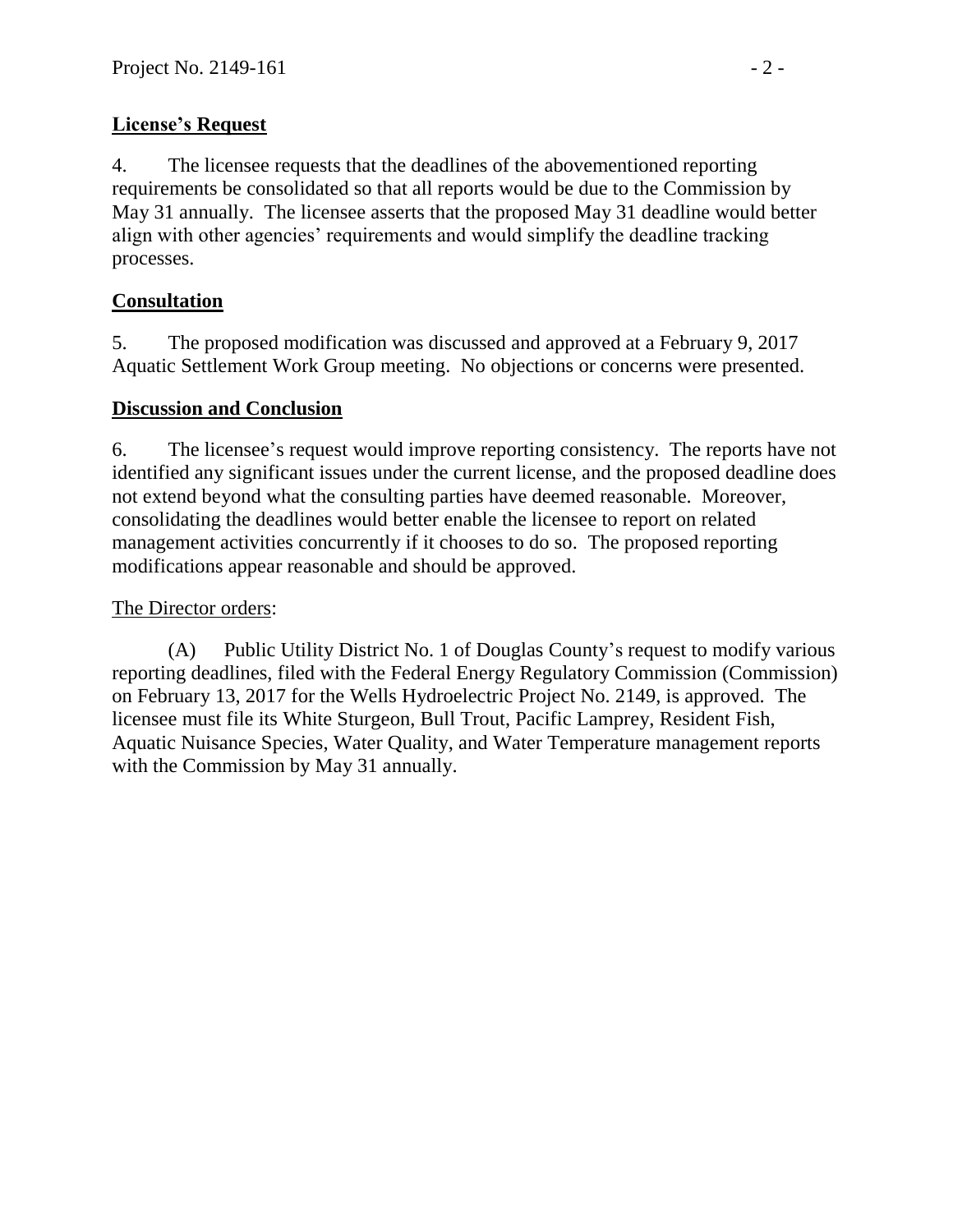**License's Request**

4. The licensee requests that the deadlines of the abovementioned reporting requirements be consolidated so that all reports would be due to the Commission by May 31 annually. The licensee asserts that the proposed May 31 deadline would better align with other agencies' requirements and would simplify the deadline tracking processes.

**Consultation**

5. The proposed modification was discussed and approved at a February 9, 2017 Aquatic Settlement Work Group meeting. No objections or concerns were presented.

**Discussion and Conclusion**

6. The licensee's request would improve reporting consistency. The reports have not identified any significant issues under the current license, and the proposed deadline does not extend beyond what the consulting parties have deemed reasonable. Moreover, consolidating the deadlines would better enable the licensee to report on related management activities concurrently if it chooses to do so. The proposed reporting modifications appear reasonable and should be approved.

The Director orders:

(A) Public Utility District No. 1 of Douglas County's request to modify various reporting deadlines, filed with the Federal Energy Regulatory Commission (Commission) on February 13, 2017 for the Wells Hydroelectric Project No. 2149, is approved. The licensee must file its White Sturgeon, Bull Trout, Pacific Lamprey, Resident Fish, Aquatic Nuisance Species, Water Quality, and Water Temperature management reports with the Commission by May 31 annually.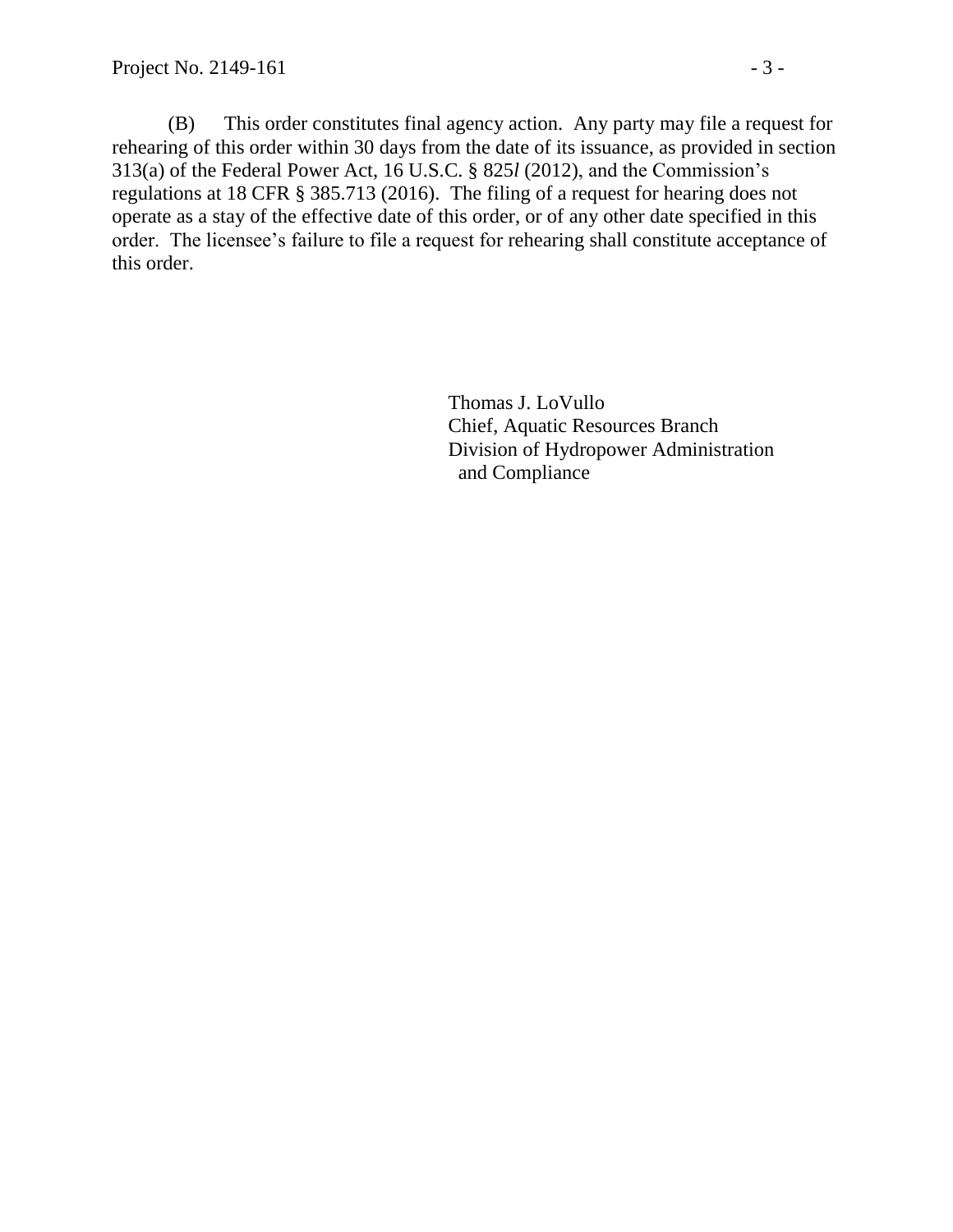(B) This order constitutes final agency action. Any party may file a request for rehearing of this order within 30 days from the date of its issuance, as provided in section 313(a) of the Federal Power Act, 16 U.S.C. § 825*l* (2012), and the Commission's regulations at 18 CFR § 385.713 (2016). The filing of a request for hearing does not operate as a stay of the effective date of this order, or of any other date specified in this order. The licensee's failure to file a request for rehearing shall constitute acceptance of this order.

Thomas J. LoVullo
Chief, Aquatic Resources Branch
Division of Hydropower Administration
and Compliance